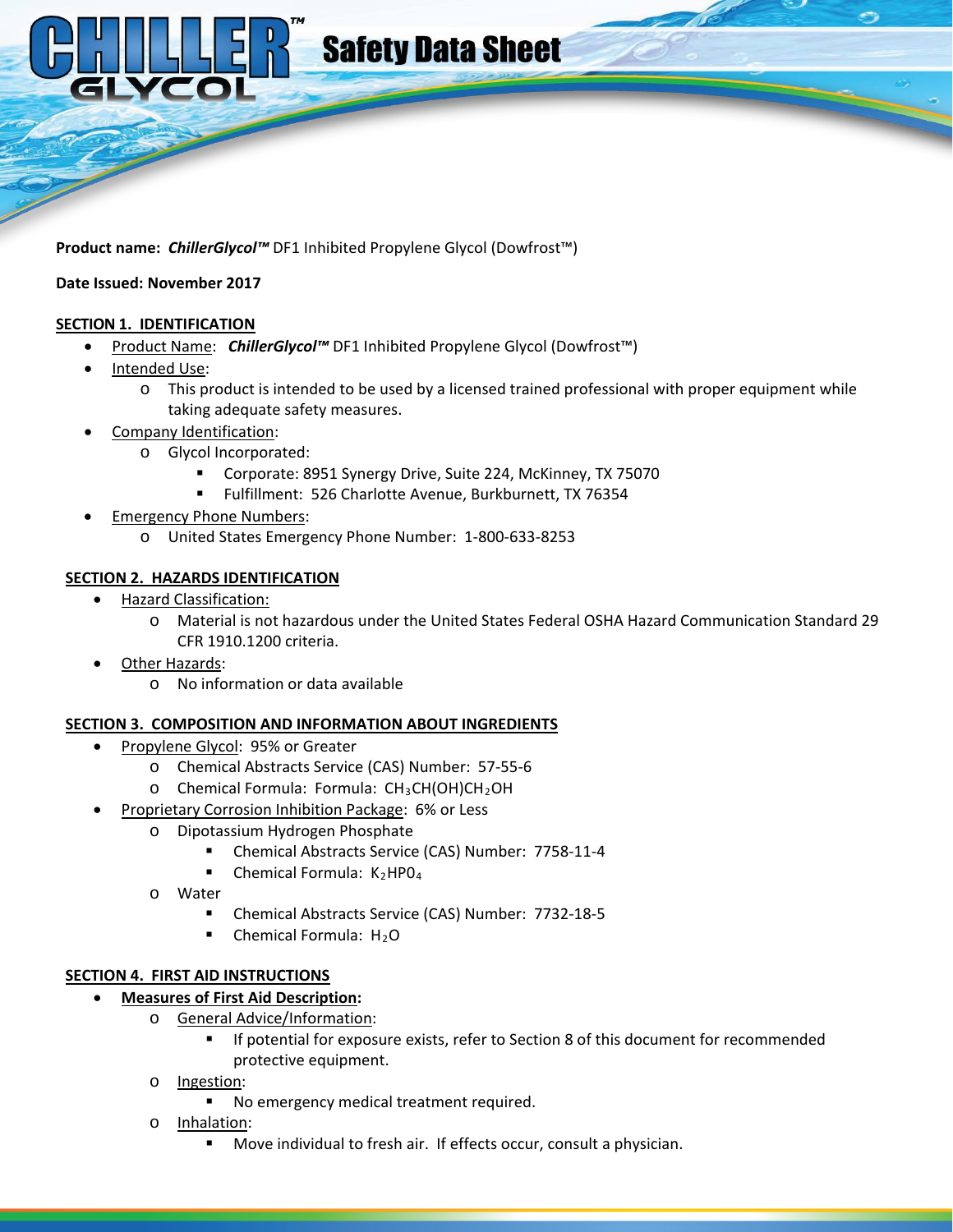# CHILLER GLYCOL™ Safety Data Sheet

**Product name:** ***ChillerGlycol™*** DF1 Inhibited Propylene Glycol (Dowfrost™)

**Date Issued: November 2017**

## SECTION 1. IDENTIFICATION

- Product Name: ***ChillerGlycol™*** DF1 Inhibited Propylene Glycol (Dowfrost™)
- Intended Use:
  - This product is intended to be used by a licensed trained professional with proper equipment while taking adequate safety measures.
- Company Identification:
  - Glycol Incorporated:
    - Corporate: 8951 Synergy Drive, Suite 224, McKinney, TX 75070
    - Fulfillment: 526 Charlotte Avenue, Burkburnett, TX 76354
- Emergency Phone Numbers:
  - United States Emergency Phone Number: 1-800-633-8253

## SECTION 2. HAZARDS IDENTIFICATION

- Hazard Classification:
  - Material is not hazardous under the United States Federal OSHA Hazard Communication Standard 29 CFR 1910.1200 criteria.
- Other Hazards:
  - No information or data available

## SECTION 3. COMPOSITION AND INFORMATION ABOUT INGREDIENTS

- Propylene Glycol: 95% or Greater
  - Chemical Abstracts Service (CAS) Number: 57-55-6
  - Chemical Formula: Formula: $CH_3CH(OH)CH_2OH$
- Proprietary Corrosion Inhibition Package: 6% or Less
  - Dipotassium Hydrogen Phosphate
    - Chemical Abstracts Service (CAS) Number: 7758-11-4
    - Chemical Formula: $K_2HP0_4$
  - Water
    - Chemical Abstracts Service (CAS) Number: 7732-18-5
    - Chemical Formula: $H_2O$

## SECTION 4. FIRST AID INSTRUCTIONS

- **Measures of First Aid Description:**
  - General Advice/Information:
    - If potential for exposure exists, refer to Section 8 of this document for recommended protective equipment.
  - Ingestion:
    - No emergency medical treatment required.
  - Inhalation:
    - Move individual to fresh air. If effects occur, consult a physician.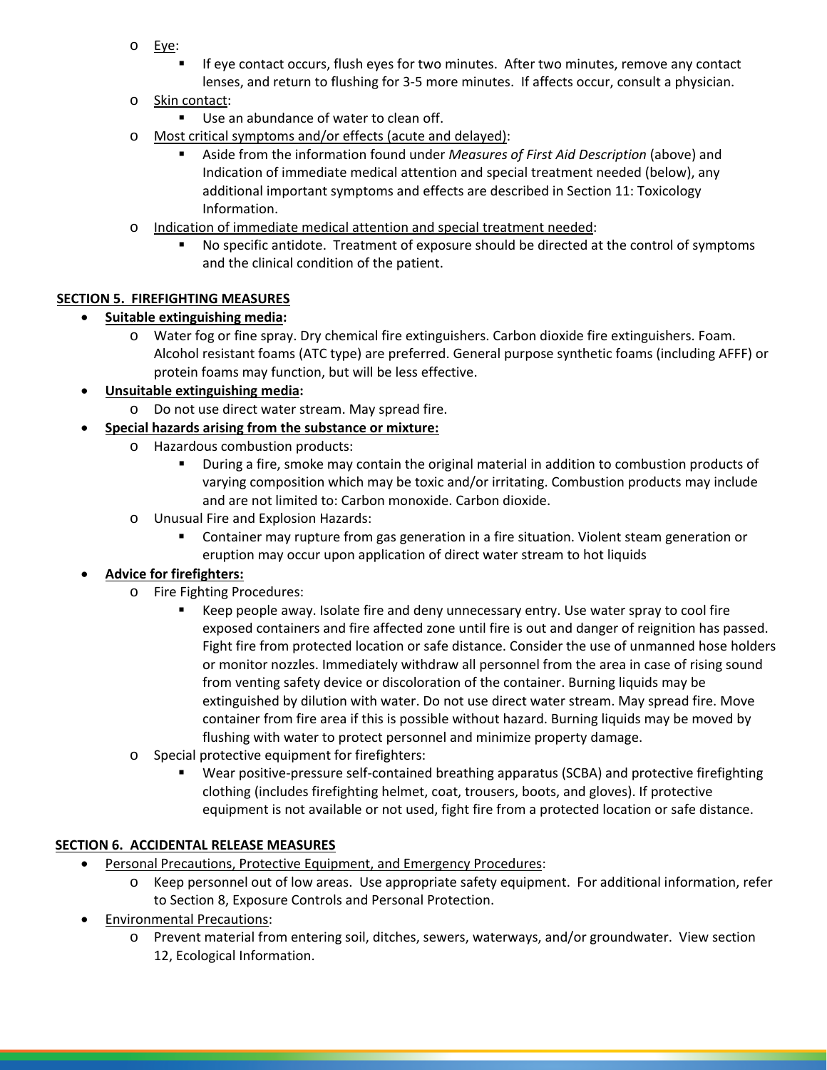- Eye:
  - If eye contact occurs, flush eyes for two minutes. After two minutes, remove any contact lenses, and return to flushing for 3-5 more minutes. If affects occur, consult a physician.
- Skin contact:
  - Use an abundance of water to clean off.
- Most critical symptoms and/or effects (acute and delayed):
  - Aside from the information found under *Measures of First Aid Description* (above) and Indication of immediate medical attention and special treatment needed (below), any additional important symptoms and effects are described in Section 11: Toxicology Information.
- Indication of immediate medical attention and special treatment needed:
  - No specific antidote. Treatment of exposure should be directed at the control of symptoms and the clinical condition of the patient.

## SECTION 5. FIREFIGHTING MEASURES

- **Suitable extinguishing media:**
  - Water fog or fine spray. Dry chemical fire extinguishers. Carbon dioxide fire extinguishers. Foam. Alcohol resistant foams (ATC type) are preferred. General purpose synthetic foams (including AFFF) or protein foams may function, but will be less effective.
- **Unsuitable extinguishing media:**
  - Do not use direct water stream. May spread fire.
- **Special hazards arising from the substance or mixture:**
  - Hazardous combustion products:
    - During a fire, smoke may contain the original material in addition to combustion products of varying composition which may be toxic and/or irritating. Combustion products may include and are not limited to: Carbon monoxide. Carbon dioxide.
  - Unusual Fire and Explosion Hazards:
    - Container may rupture from gas generation in a fire situation. Violent steam generation or eruption may occur upon application of direct water stream to hot liquids
- **Advice for firefighters:**
  - Fire Fighting Procedures:
    - Keep people away. Isolate fire and deny unnecessary entry. Use water spray to cool fire exposed containers and fire affected zone until fire is out and danger of reignition has passed. Fight fire from protected location or safe distance. Consider the use of unmanned hose holders or monitor nozzles. Immediately withdraw all personnel from the area in case of rising sound from venting safety device or discoloration of the container. Burning liquids may be extinguished by dilution with water. Do not use direct water stream. May spread fire. Move container from fire area if this is possible without hazard. Burning liquids may be moved by flushing with water to protect personnel and minimize property damage.
  - Special protective equipment for firefighters:
    - Wear positive-pressure self-contained breathing apparatus (SCBA) and protective firefighting clothing (includes firefighting helmet, coat, trousers, boots, and gloves). If protective equipment is not available or not used, fight fire from a protected location or safe distance.

## SECTION 6. ACCIDENTAL RELEASE MEASURES

- Personal Precautions, Protective Equipment, and Emergency Procedures:
  - Keep personnel out of low areas. Use appropriate safety equipment. For additional information, refer to Section 8, Exposure Controls and Personal Protection.
- Environmental Precautions:
  - Prevent material from entering soil, ditches, sewers, waterways, and/or groundwater. View section 12, Ecological Information.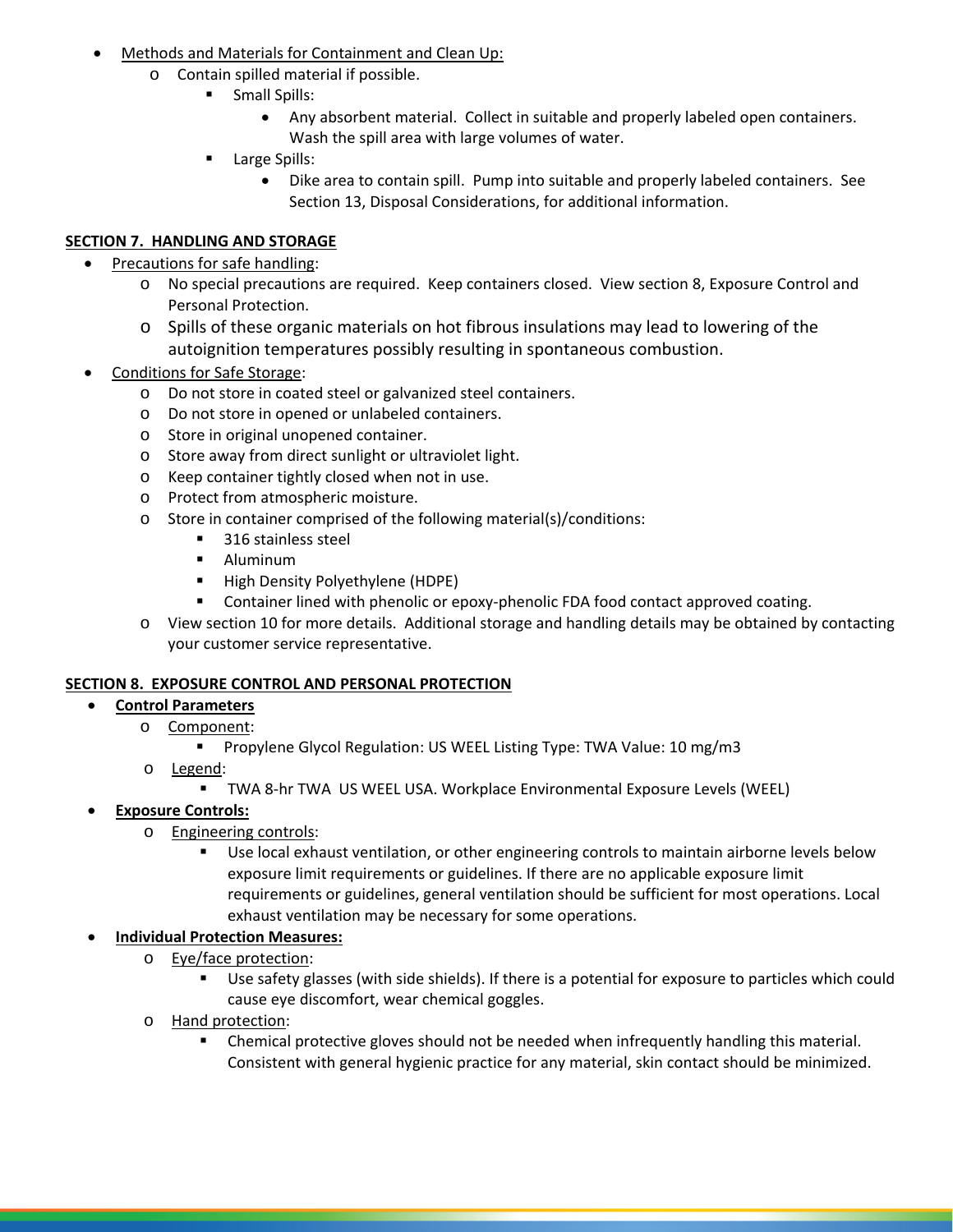- Methods and Materials for Containment and Clean Up:
  - Contain spilled material if possible.
    - Small Spills:
      - Any absorbent material. Collect in suitable and properly labeled open containers. Wash the spill area with large volumes of water.
    - Large Spills:
      - Dike area to contain spill. Pump into suitable and properly labeled containers. See Section 13, Disposal Considerations, for additional information.

## SECTION 7. HANDLING AND STORAGE

- Precautions for safe handling:
  - No special precautions are required. Keep containers closed. View section 8, Exposure Control and Personal Protection.
  - Spills of these organic materials on hot fibrous insulations may lead to lowering of the autoignition temperatures possibly resulting in spontaneous combustion.
- Conditions for Safe Storage:
  - Do not store in coated steel or galvanized steel containers.
  - Do not store in opened or unlabeled containers.
  - Store in original unopened container.
  - Store away from direct sunlight or ultraviolet light.
  - Keep container tightly closed when not in use.
  - Protect from atmospheric moisture.
  - Store in container comprised of the following material(s)/conditions:
    - 316 stainless steel
    - Aluminum
    - High Density Polyethylene (HDPE)
    - Container lined with phenolic or epoxy-phenolic FDA food contact approved coating.
  - View section 10 for more details. Additional storage and handling details may be obtained by contacting your customer service representative.

## SECTION 8. EXPOSURE CONTROL AND PERSONAL PROTECTION

- **Control Parameters**
  - Component:
    - Propylene Glycol Regulation: US WEEL Listing Type: TWA Value: 10 mg/m3
  - Legend:
    - TWA 8-hr TWA US WEEL USA. Workplace Environmental Exposure Levels (WEEL)
- **Exposure Controls:**
  - Engineering controls:
    - Use local exhaust ventilation, or other engineering controls to maintain airborne levels below exposure limit requirements or guidelines. If there are no applicable exposure limit requirements or guidelines, general ventilation should be sufficient for most operations. Local exhaust ventilation may be necessary for some operations.
- **Individual Protection Measures:**
  - Eye/face protection:
    - Use safety glasses (with side shields). If there is a potential for exposure to particles which could cause eye discomfort, wear chemical goggles.
  - Hand protection:
    - Chemical protective gloves should not be needed when infrequently handling this material. Consistent with general hygienic practice for any material, skin contact should be minimized.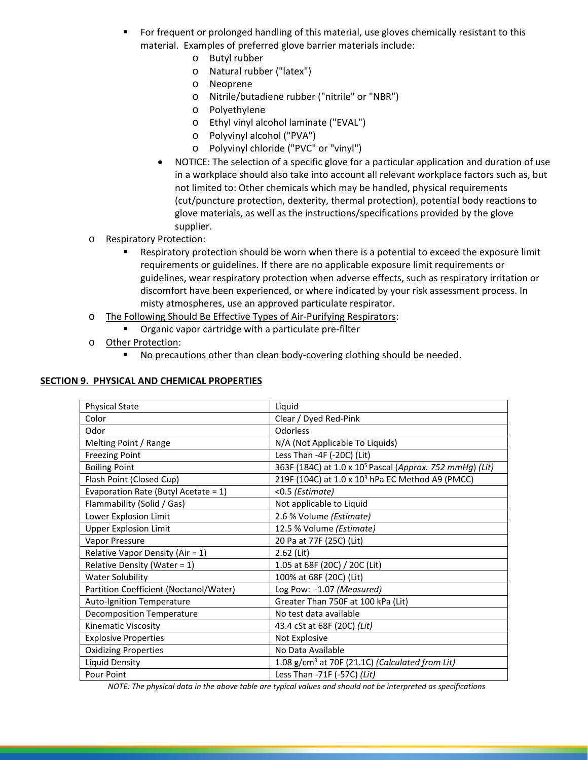- For frequent or prolonged handling of this material, use gloves chemically resistant to this material. Examples of preferred glove barrier materials include:
    - Butyl rubber
    - Natural rubber ("latex")
    - Neoprene
    - Nitrile/butadiene rubber ("nitrile" or "NBR")
    - Polyethylene
    - Ethyl vinyl alcohol laminate ("EVAL")
    - Polyvinyl alcohol ("PVA")
    - Polyvinyl chloride ("PVC" or "vinyl")
- NOTICE: The selection of a specific glove for a particular application and duration of use in a workplace should also take into account all relevant workplace factors such as, but not limited to: Other chemicals which may be handled, physical requirements (cut/puncture protection, dexterity, thermal protection), potential body reactions to glove materials, as well as the instructions/specifications provided by the glove supplier.

- Respiratory Protection:
    - Respiratory protection should be worn when there is a potential to exceed the exposure limit requirements or guidelines. If there are no applicable exposure limit requirements or guidelines, wear respiratory protection when adverse effects, such as respiratory irritation or discomfort have been experienced, or where indicated by your risk assessment process. In misty atmospheres, use an approved particulate respirator.
- The Following Should Be Effective Types of Air-Purifying Respirators:
    - Organic vapor cartridge with a particulate pre-filter
- Other Protection:
    - No precautions other than clean body-covering clothing should be needed.

## SECTION 9. PHYSICAL AND CHEMICAL PROPERTIES

| Property | Value |
|---|---|
| Physical State | Liquid |
| Color | Clear / Dyed Red-Pink |
| Odor | Odorless |
| Melting Point / Range | N/A (Not Applicable To Liquids) |
| Freezing Point | Less Than -4F (-20C) (Lit) |
| Boiling Point | 363F (184C) at 1.0 x $10^5$ Pascal *(Approx. 752 mmHg) (Lit)* |
| Flash Point (Closed Cup) | 219F (104C) at 1.0 x $10^3$ hPa EC Method A9 (PMCC) |
| Evaporation Rate (Butyl Acetate = 1) | <0.5 *(Estimate)* |
| Flammability (Solid / Gas) | Not applicable to Liquid |
| Lower Explosion Limit | 2.6 % Volume *(Estimate)* |
| Upper Explosion Limit | 12.5 % Volume *(Estimate)* |
| Vapor Pressure | 20 Pa at 77F (25C) (Lit) |
| Relative Vapor Density (Air = 1) | 2.62 (Lit) |
| Relative Density (Water = 1) | 1.05 at 68F (20C) / 20C (Lit) |
| Water Solubility | 100% at 68F (20C) (Lit) |
| Partition Coefficient (Noctanol/Water) | Log Pow: -1.07 *(Measured)* |
| Auto-Ignition Temperature | Greater Than 750F at 100 kPa (Lit) |
| Decomposition Temperature | No test data available |
| Kinematic Viscosity | 43.4 cSt at 68F (20C) *(Lit)* |
| Explosive Properties | Not Explosive |
| Oxidizing Properties | No Data Available |
| Liquid Density | 1.08 g/cm$^3$ at 70F (21.1C) *(Calculated from Lit)* |
| Pour Point | Less Than -71F (-57C) *(Lit)* |

*NOTE: The physical data in the above table are typical values and should not be interpreted as specifications*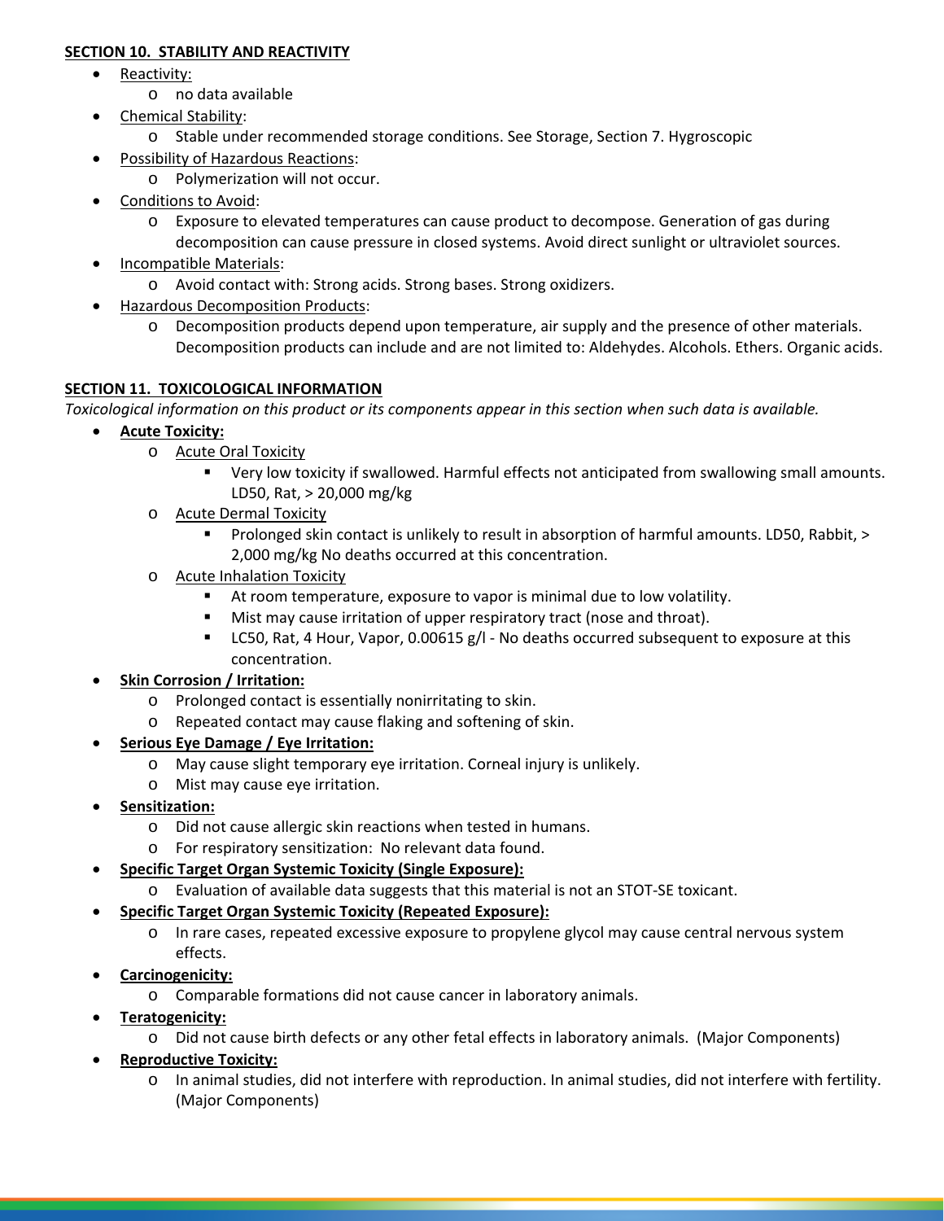## SECTION 10. STABILITY AND REACTIVITY

- Reactivity:
  - no data available
- Chemical Stability:
  - Stable under recommended storage conditions. See Storage, Section 7. Hygroscopic
- Possibility of Hazardous Reactions:
  - Polymerization will not occur.
- Conditions to Avoid:
  - Exposure to elevated temperatures can cause product to decompose. Generation of gas during decomposition can cause pressure in closed systems. Avoid direct sunlight or ultraviolet sources.
- Incompatible Materials:
  - Avoid contact with: Strong acids. Strong bases. Strong oxidizers.
- Hazardous Decomposition Products:
  - Decomposition products depend upon temperature, air supply and the presence of other materials. Decomposition products can include and are not limited to: Aldehydes. Alcohols. Ethers. Organic acids.

## SECTION 11. TOXICOLOGICAL INFORMATION

*Toxicological information on this product or its components appear in this section when such data is available.*

- **Acute Toxicity:**
  - Acute Oral Toxicity
    - Very low toxicity if swallowed. Harmful effects not anticipated from swallowing small amounts. LD50, Rat, > 20,000 mg/kg
  - Acute Dermal Toxicity
    - Prolonged skin contact is unlikely to result in absorption of harmful amounts. LD50, Rabbit, > 2,000 mg/kg No deaths occurred at this concentration.
  - Acute Inhalation Toxicity
    - At room temperature, exposure to vapor is minimal due to low volatility.
    - Mist may cause irritation of upper respiratory tract (nose and throat).
    - LC50, Rat, 4 Hour, Vapor, 0.00615 g/l - No deaths occurred subsequent to exposure at this concentration.
- **Skin Corrosion / Irritation:**
  - Prolonged contact is essentially nonirritating to skin.
  - Repeated contact may cause flaking and softening of skin.
- **Serious Eye Damage / Eye Irritation:**
  - May cause slight temporary eye irritation. Corneal injury is unlikely.
  - Mist may cause eye irritation.
- **Sensitization:**
  - Did not cause allergic skin reactions when tested in humans.
  - For respiratory sensitization: No relevant data found.
- **Specific Target Organ Systemic Toxicity (Single Exposure):**
  - Evaluation of available data suggests that this material is not an STOT-SE toxicant.
- **Specific Target Organ Systemic Toxicity (Repeated Exposure):**
  - In rare cases, repeated excessive exposure to propylene glycol may cause central nervous system effects.
- **Carcinogenicity:**
  - Comparable formations did not cause cancer in laboratory animals.
- **Teratogenicity:**
  - Did not cause birth defects or any other fetal effects in laboratory animals. (Major Components)
- **Reproductive Toxicity:**
  - In animal studies, did not interfere with reproduction. In animal studies, did not interfere with fertility. (Major Components)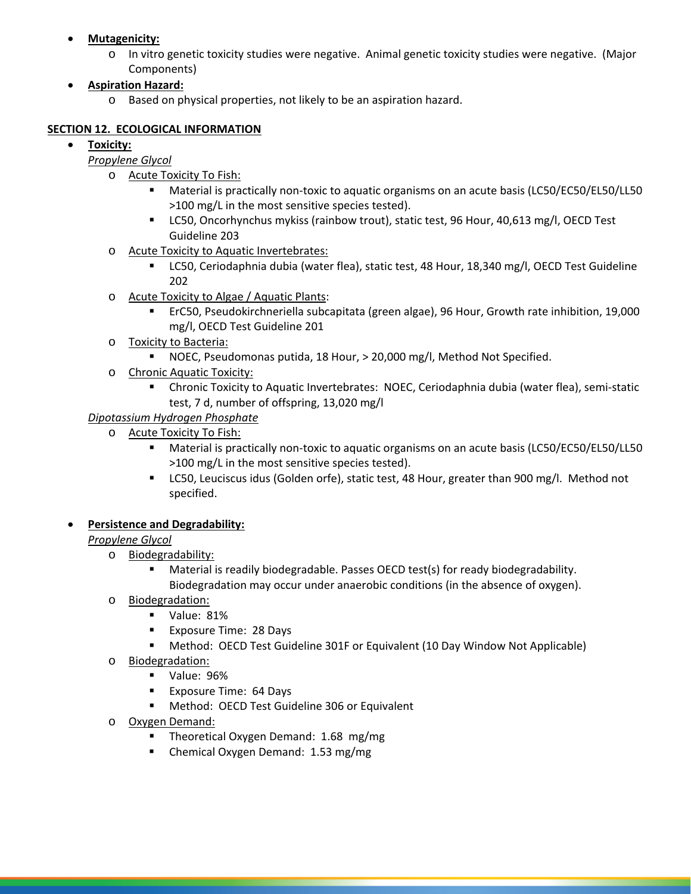- **Mutagenicity:**
  - In vitro genetic toxicity studies were negative. Animal genetic toxicity studies were negative. (Major Components)
- **Aspiration Hazard:**
  - Based on physical properties, not likely to be an aspiration hazard.

## SECTION 12. ECOLOGICAL INFORMATION

- **Toxicity:**

  *Propylene Glycol*
  - Acute Toxicity To Fish:
    - Material is practically non-toxic to aquatic organisms on an acute basis (LC50/EC50/EL50/LL50 >100 mg/L in the most sensitive species tested).
    - LC50, Oncorhynchus mykiss (rainbow trout), static test, 96 Hour, 40,613 mg/l, OECD Test Guideline 203
  - Acute Toxicity to Aquatic Invertebrates:
    - LC50, Ceriodaphnia dubia (water flea), static test, 48 Hour, 18,340 mg/l, OECD Test Guideline 202
  - Acute Toxicity to Algae / Aquatic Plants:
    - ErC50, Pseudokirchneriella subcapitata (green algae), 96 Hour, Growth rate inhibition, 19,000 mg/l, OECD Test Guideline 201
  - Toxicity to Bacteria:
    - NOEC, Pseudomonas putida, 18 Hour, > 20,000 mg/l, Method Not Specified.
  - Chronic Aquatic Toxicity:
    - Chronic Toxicity to Aquatic Invertebrates: NOEC, Ceriodaphnia dubia (water flea), semi-static test, 7 d, number of offspring, 13,020 mg/l

  *Dipotassium Hydrogen Phosphate*
  - Acute Toxicity To Fish:
    - Material is practically non-toxic to aquatic organisms on an acute basis (LC50/EC50/EL50/LL50 >100 mg/L in the most sensitive species tested).
    - LC50, Leuciscus idus (Golden orfe), static test, 48 Hour, greater than 900 mg/l. Method not specified.

- **Persistence and Degradability:**

  *Propylene Glycol*
  - Biodegradability:
    - Material is readily biodegradable. Passes OECD test(s) for ready biodegradability. Biodegradation may occur under anaerobic conditions (in the absence of oxygen).
  - Biodegradation:
    - Value: 81%
    - Exposure Time: 28 Days
    - Method: OECD Test Guideline 301F or Equivalent (10 Day Window Not Applicable)
  - Biodegradation:
    - Value: 96%
    - Exposure Time: 64 Days
    - Method: OECD Test Guideline 306 or Equivalent
  - Oxygen Demand:
    - Theoretical Oxygen Demand: 1.68 mg/mg
    - Chemical Oxygen Demand: 1.53 mg/mg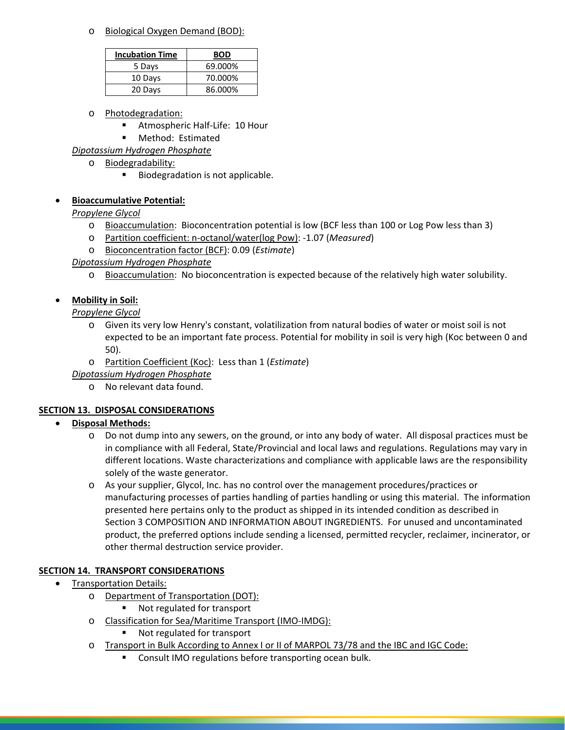- Biological Oxygen Demand (BOD):

| Incubation Time | BOD |
| --- | --- |
| 5 Days | 69.000% |
| 10 Days | 70.000% |
| 20 Days | 86.000% |

- Photodegradation:
  - Atmospheric Half-Life: 10 Hour
  - Method: Estimated

*Dipotassium Hydrogen Phosphate*

- Biodegradability:
  - Biodegradation is not applicable.

- **Bioaccumulative Potential:**

  *Propylene Glycol*
  - Bioaccumulation: Bioconcentration potential is low (BCF less than 100 or Log Pow less than 3)
  - Partition coefficient: n-octanol/water(log Pow): -1.07 (*Measured*)
  - Bioconcentration factor (BCF): 0.09 (*Estimate*)

  *Dipotassium Hydrogen Phosphate*
  - Bioaccumulation: No bioconcentration is expected because of the relatively high water solubility.

- **Mobility in Soil:**

  *Propylene Glycol*
  - Given its very low Henry's constant, volatilization from natural bodies of water or moist soil is not expected to be an important fate process. Potential for mobility in soil is very high (Koc between 0 and 50).
  - Partition Coefficient (Koc): Less than 1 (*Estimate*)

  *Dipotassium Hydrogen Phosphate*
  - No relevant data found.

## SECTION 13. DISPOSAL CONSIDERATIONS

- **Disposal Methods:**
  - Do not dump into any sewers, on the ground, or into any body of water. All disposal practices must be in compliance with all Federal, State/Provincial and local laws and regulations. Regulations may vary in different locations. Waste characterizations and compliance with applicable laws are the responsibility solely of the waste generator.
  - As your supplier, Glycol, Inc. has no control over the management procedures/practices or manufacturing processes of parties handling of parties handling or using this material. The information presented here pertains only to the product as shipped in its intended condition as described in Section 3 COMPOSITION AND INFORMATION ABOUT INGREDIENTS. For unused and uncontaminated product, the preferred options include sending a licensed, permitted recycler, reclaimer, incinerator, or other thermal destruction service provider.

## SECTION 14. TRANSPORT CONSIDERATIONS

- Transportation Details:
  - Department of Transportation (DOT):
    - Not regulated for transport
  - Classification for Sea/Maritime Transport (IMO-IMDG):
    - Not regulated for transport
  - Transport in Bulk According to Annex I or II of MARPOL 73/78 and the IBC and IGC Code:
    - Consult IMO regulations before transporting ocean bulk.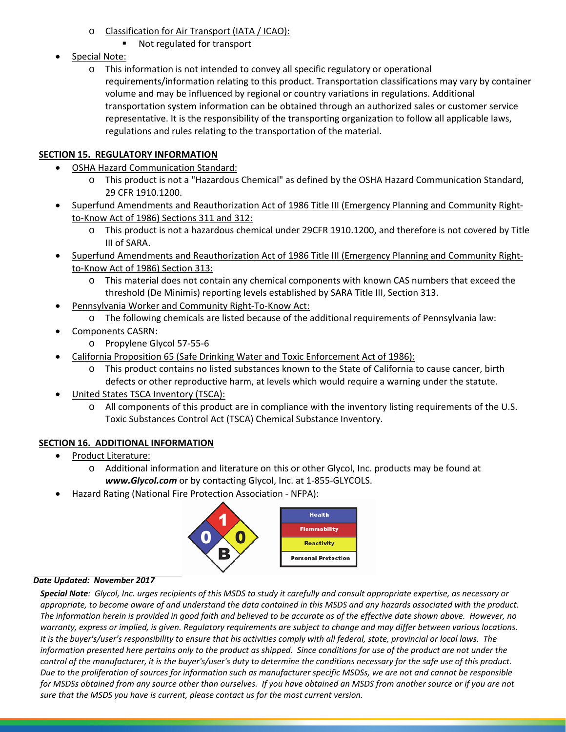- Classification for Air Transport (IATA / ICAO):
  - Not regulated for transport
- Special Note:
  - This information is not intended to convey all specific regulatory or operational requirements/information relating to this product. Transportation classifications may vary by container volume and may be influenced by regional or country variations in regulations. Additional transportation system information can be obtained through an authorized sales or customer service representative. It is the responsibility of the transporting organization to follow all applicable laws, regulations and rules relating to the transportation of the material.

**SECTION 15. REGULATORY INFORMATION**

- OSHA Hazard Communication Standard:
  - This product is not a "Hazardous Chemical" as defined by the OSHA Hazard Communication Standard, 29 CFR 1910.1200.
- Superfund Amendments and Reauthorization Act of 1986 Title III (Emergency Planning and Community Right-to-Know Act of 1986) Sections 311 and 312:
  - This product is not a hazardous chemical under 29CFR 1910.1200, and therefore is not covered by Title III of SARA.
- Superfund Amendments and Reauthorization Act of 1986 Title III (Emergency Planning and Community Right-to-Know Act of 1986) Section 313:
  - This material does not contain any chemical components with known CAS numbers that exceed the threshold (De Minimis) reporting levels established by SARA Title III, Section 313.
- Pennsylvania Worker and Community Right-To-Know Act:
  - The following chemicals are listed because of the additional requirements of Pennsylvania law:
- Components CASRN:
  - Propylene Glycol 57-55-6
- California Proposition 65 (Safe Drinking Water and Toxic Enforcement Act of 1986):
  - This product contains no listed substances known to the State of California to cause cancer, birth defects or other reproductive harm, at levels which would require a warning under the statute.
- United States TSCA Inventory (TSCA):
  - All components of this product are in compliance with the inventory listing requirements of the U.S. Toxic Substances Control Act (TSCA) Chemical Substance Inventory.

**SECTION 16. ADDITIONAL INFORMATION**

- Product Literature:
  - Additional information and literature on this or other Glycol, Inc. products may be found at ***www.Glycol.com*** or by contacting Glycol, Inc. at 1-855-GLYCOLS.
- Hazard Rating (National Fire Protection Association - NFPA):

1

0 0

B

Health

Flammability

Reactivity

Personal Protection

***Date Updated: November 2017***

***Special Note**: Glycol, Inc. urges recipients of this MSDS to study it carefully and consult appropriate expertise, as necessary or appropriate, to become aware of and understand the data contained in this MSDS and any hazards associated with the product. The information herein is provided in good faith and believed to be accurate as of the effective date shown above. However, no warranty, express or implied, is given. Regulatory requirements are subject to change and may differ between various locations. It is the buyer's/user's responsibility to ensure that his activities comply with all federal, state, provincial or local laws. The information presented here pertains only to the product as shipped. Since conditions for use of the product are not under the control of the manufacturer, it is the buyer's/user's duty to determine the conditions necessary for the safe use of this product. Due to the proliferation of sources for information such as manufacturer specific MSDSs, we are not and cannot be responsible for MSDSs obtained from any source other than ourselves. If you have obtained an MSDS from another source or if you are not sure that the MSDS you have is current, please contact us for the most current version.*